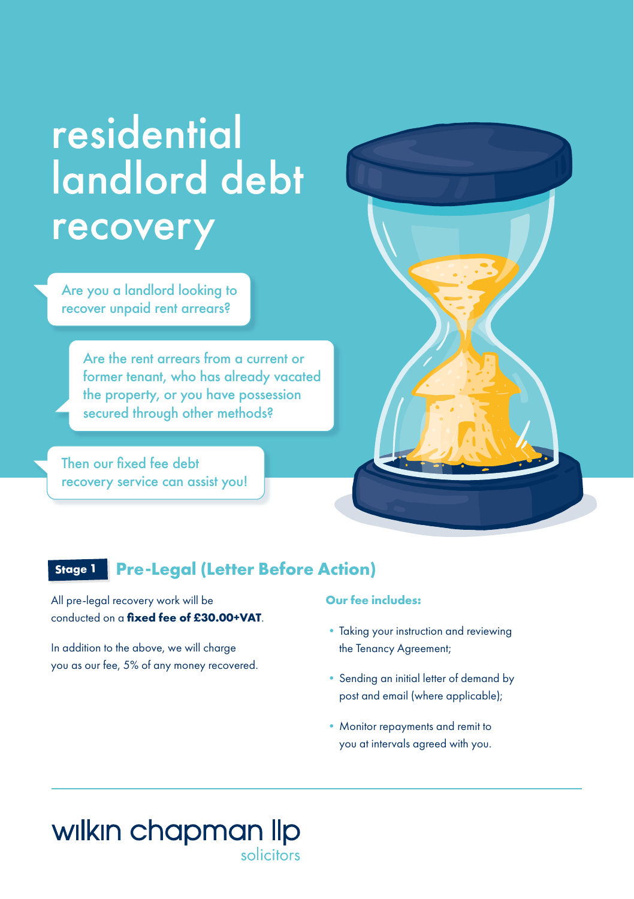# residential landlord debt recovery

Are you a landlord looking to recover unpaid rent arrears?

Are the rent arrears from a current or former tenant, who has already vacated the property, or you have possession secured through other methods?

Then our fixed fee debt recovery service can assist you!

## Stage 1 Pre-Legal (Letter Before Action)

All pre-legal recovery work will be conducted on a **fixed fee of £30.00+VAT**.

In addition to the above, we will charge you as our fee, 5% of any money recovered.

**Our fee includes:**

- Taking your instruction and reviewing the Tenancy Agreement;
- Sending an initial letter of demand by post and email (where applicable);
- Monitor repayments and remit to you at intervals agreed with you.

wilkin chapman llp
solicitors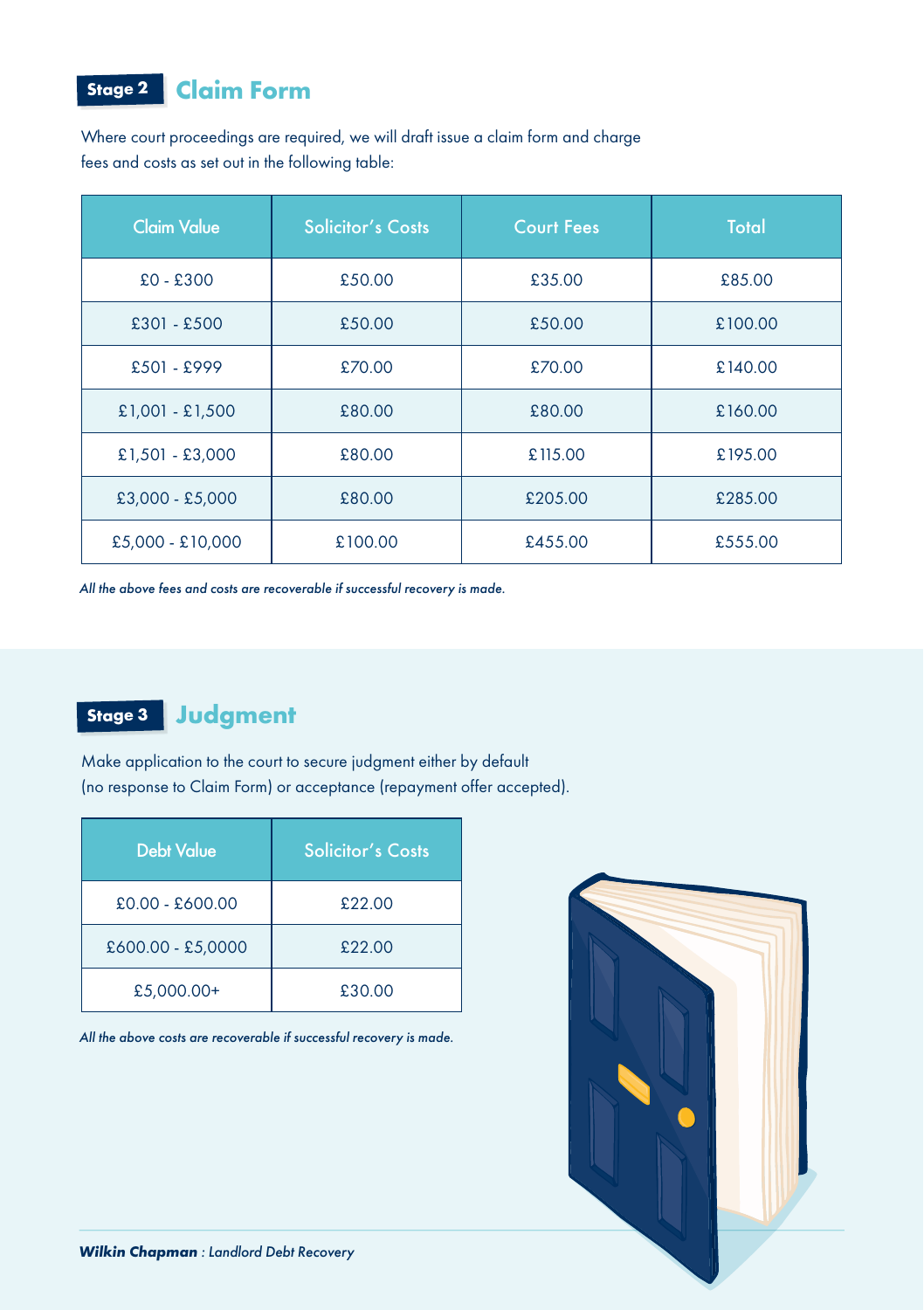## Stage 2 Claim Form

Where court proceedings are required, we will draft issue a claim form and charge fees and costs as set out in the following table:

| Claim Value | Solicitor's Costs | Court Fees | Total |
|---|---|---|---|
| £0 - £300 | £50.00 | £35.00 | £85.00 |
| £301 - £500 | £50.00 | £50.00 | £100.00 |
| £501 - £999 | £70.00 | £70.00 | £140.00 |
| £1,001 - £1,500 | £80.00 | £80.00 | £160.00 |
| £1,501 - £3,000 | £80.00 | £115.00 | £195.00 |
| £3,000 - £5,000 | £80.00 | £205.00 | £285.00 |
| £5,000 - £10,000 | £100.00 | £455.00 | £555.00 |

*All the above fees and costs are recoverable if successful recovery is made.*

## Stage 3 Judgment

Make application to the court to secure judgment either by default (no response to Claim Form) or acceptance (repayment offer accepted).

| Debt Value | Solicitor's Costs |
|---|---|
| £0.00 - £600.00 | £22.00 |
| £600.00 - £5,0000 | £22.00 |
| £5,000.00+ | £30.00 |

*All the above costs are recoverable if successful recovery is made.*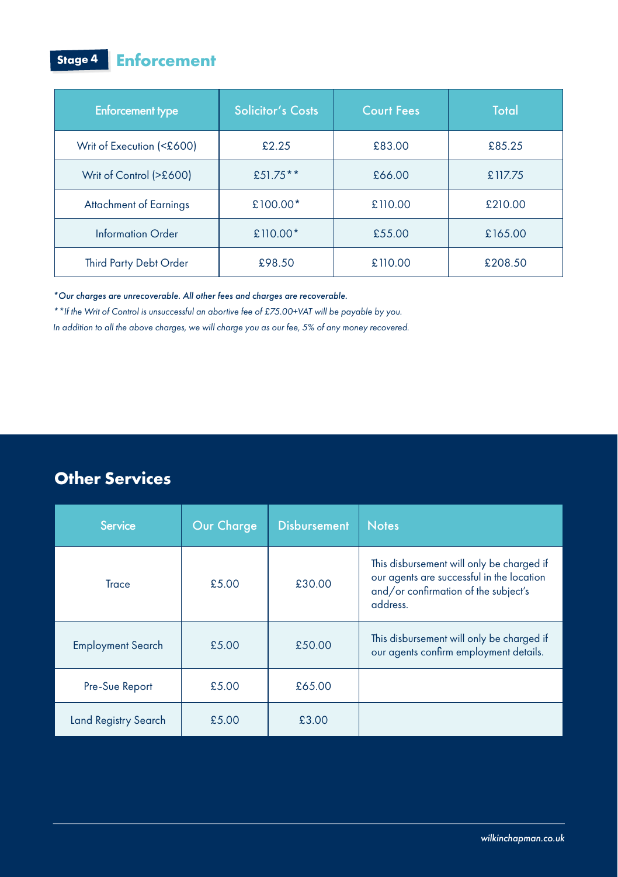## Stage 4 Enforcement

| Enforcement type | Solicitor's Costs | Court Fees | Total |
|---|---|---|---|
| Writ of Execution (<£600) | £2.25 | £83.00 | £85.25 |
| Writ of Control (>£600) | £51.75** | £66.00 | £117.75 |
| Attachment of Earnings | £100.00* | £110.00 | £210.00 |
| Information Order | £110.00* | £55.00 | £165.00 |
| Third Party Debt Order | £98.50 | £110.00 | £208.50 |

**\*Our charges are unrecoverable. All other fees and charges are recoverable.**

*\*\*If the Writ of Control is unsuccessful an abortive fee of £75.00+VAT will be payable by you.*

*In addition to all the above charges, we will charge you as our fee, 5% of any money recovered.*

## Other Services

| Service | Our Charge | Disbursement | Notes |
|---|---|---|---|
| Trace | £5.00 | £30.00 | This disbursement will only be charged if our agents are successful in the location and/or confirmation of the subject's address. |
| Employment Search | £5.00 | £50.00 | This disbursement will only be charged if our agents confirm employment details. |
| Pre-Sue Report | £5.00 | £65.00 | |
| Land Registry Search | £5.00 | £3.00 | |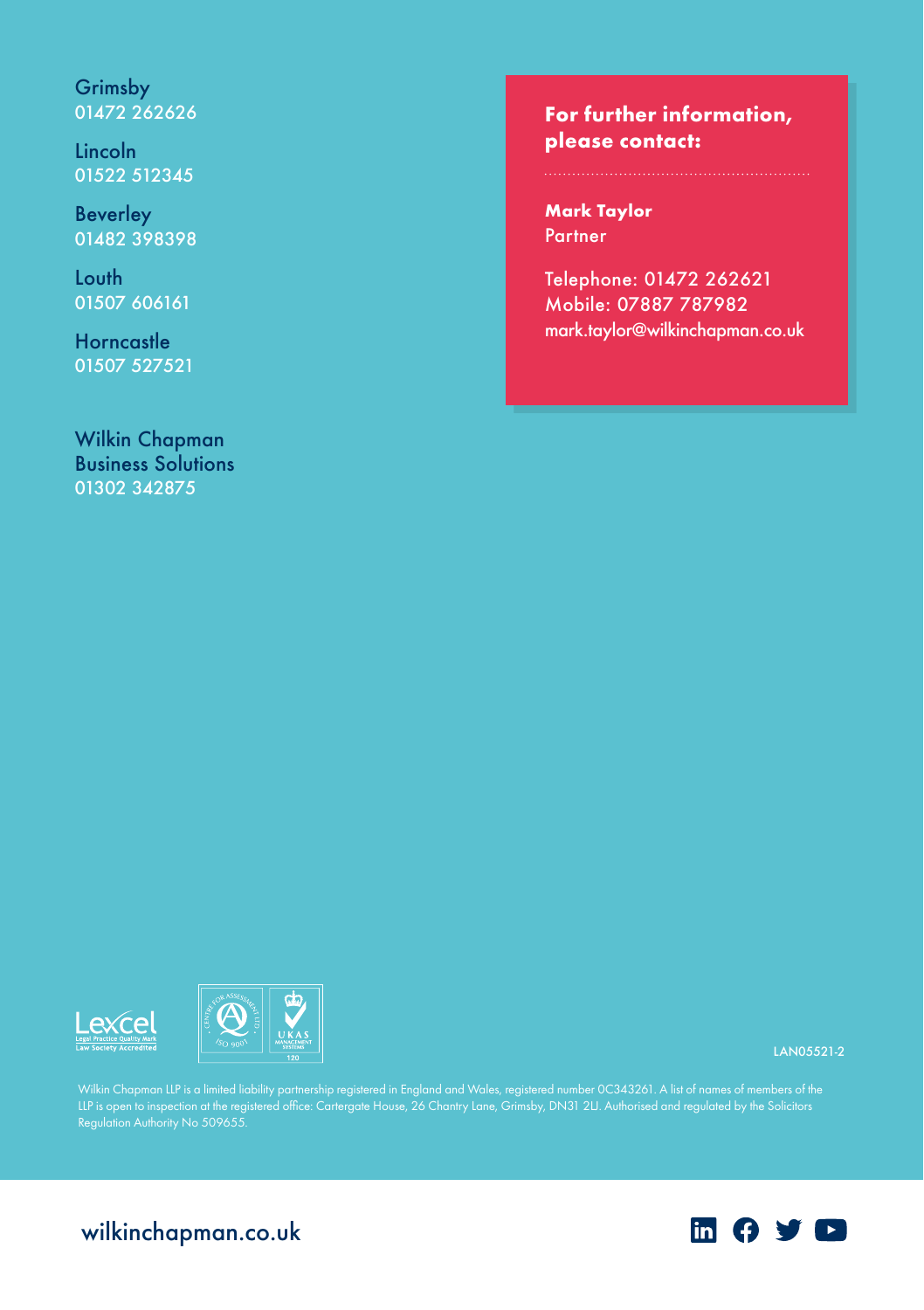Grimsby
01472 262626

Lincoln
01522 512345

Beverley
01482 398398

Louth
01507 606161

Horncastle
01507 527521

Wilkin Chapman
Business Solutions
01302 342875

**For further information, please contact:**

**Mark Taylor**
Partner

Telephone: 01472 262621
Mobile: 07887 787982
mark.taylor@wilkinchapman.co.uk

LAN05521-2

Wilkin Chapman LLP is a limited liability partnership registered in England and Wales, registered number 0C343261. A list of names of members of the LLP is open to inspection at the registered office: Cartergate House, 26 Chantry Lane, Grimsby, DN31 2LJ. Authorised and regulated by the Solicitors Regulation Authority No 509655.

wilkinchapman.co.uk